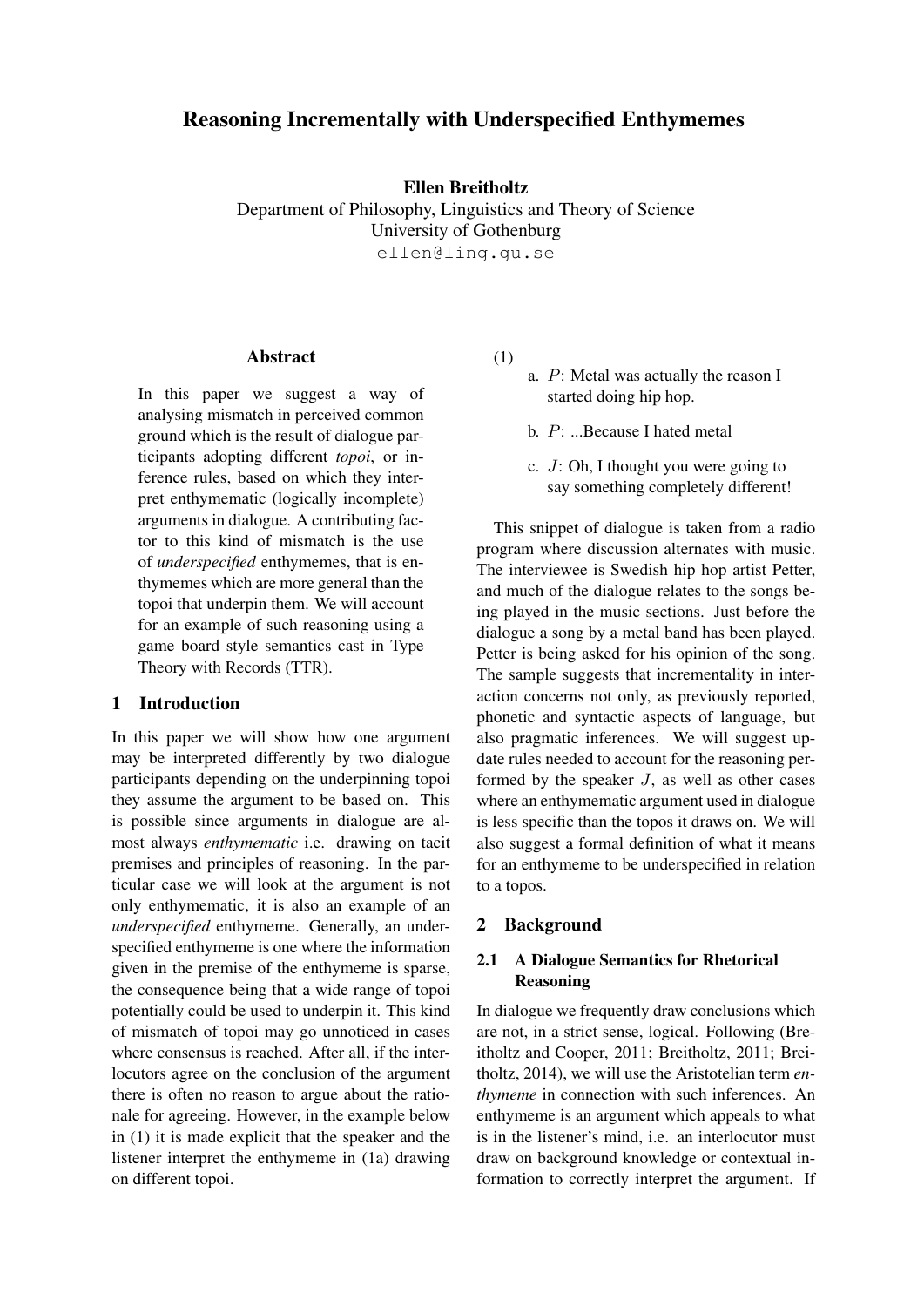# Reasoning Incrementally with Underspecified Enthymemes

**Ellen Breitholtz**
Department of Philosophy, Linguistics and Theory of Science
University of Gothenburg
ellen@ling.gu.se

## Abstract

In this paper we suggest a way of analysing mismatch in perceived common ground which is the result of dialogue participants adopting different *topoi*, or inference rules, based on which they interpret enthymematic (logically incomplete) arguments in dialogue. A contributing factor to this kind of mismatch is the use of *underspecified* enthymemes, that is enthymemes which are more general than the topoi that underpin them. We will account for an example of such reasoning using a game board style semantics cast in Type Theory with Records (TTR).

## 1 Introduction

In this paper we will show how one argument may be interpreted differently by two dialogue participants depending on the underpinning topoi they assume the argument to be based on. This is possible since arguments in dialogue are almost always *enthymematic* i.e. drawing on tacit premises and principles of reasoning. In the particular case we will look at the argument is not only enthymematic, it is also an example of an *underspecified* enthymeme. Generally, an underspecified enthymeme is one where the information given in the premise of the enthymeme is sparse, the consequence being that a wide range of topoi potentially could be used to underpin it. This kind of mismatch of topoi may go unnoticed in cases where consensus is reached. After all, if the interlocutors agree on the conclusion of the argument there is often no reason to argue about the rationale for agreeing. However, in the example below in (1) it is made explicit that the speaker and the listener interpret the enthymeme in (1a) drawing on different topoi.

(1)

a. $P$: Metal was actually the reason I started doing hip hop.

b. $P$: ...Because I hated metal

c. $J$: Oh, I thought you were going to say something completely different!

This snippet of dialogue is taken from a radio program where discussion alternates with music. The interviewee is Swedish hip hop artist Petter, and much of the dialogue relates to the songs being played in the music sections. Just before the dialogue a song by a metal band has been played. Petter is being asked for his opinion of the song. The sample suggests that incrementality in interaction concerns not only, as previously reported, phonetic and syntactic aspects of language, but also pragmatic inferences. We will suggest update rules needed to account for the reasoning performed by the speaker $J$, as well as other cases where an enthymematic argument used in dialogue is less specific than the topos it draws on. We will also suggest a formal definition of what it means for an enthymeme to be underspecified in relation to a topos.

## 2 Background

### 2.1 A Dialogue Semantics for Rhetorical Reasoning

In dialogue we frequently draw conclusions which are not, in a strict sense, logical. Following (Breitholtz and Cooper, 2011; Breitholtz, 2011; Breitholtz, 2014), we will use the Aristotelian term *enthymeme* in connection with such inferences. An enthymeme is an argument which appeals to what is in the listener's mind, i.e. an interlocutor must draw on background knowledge or contextual information to correctly interpret the argument. If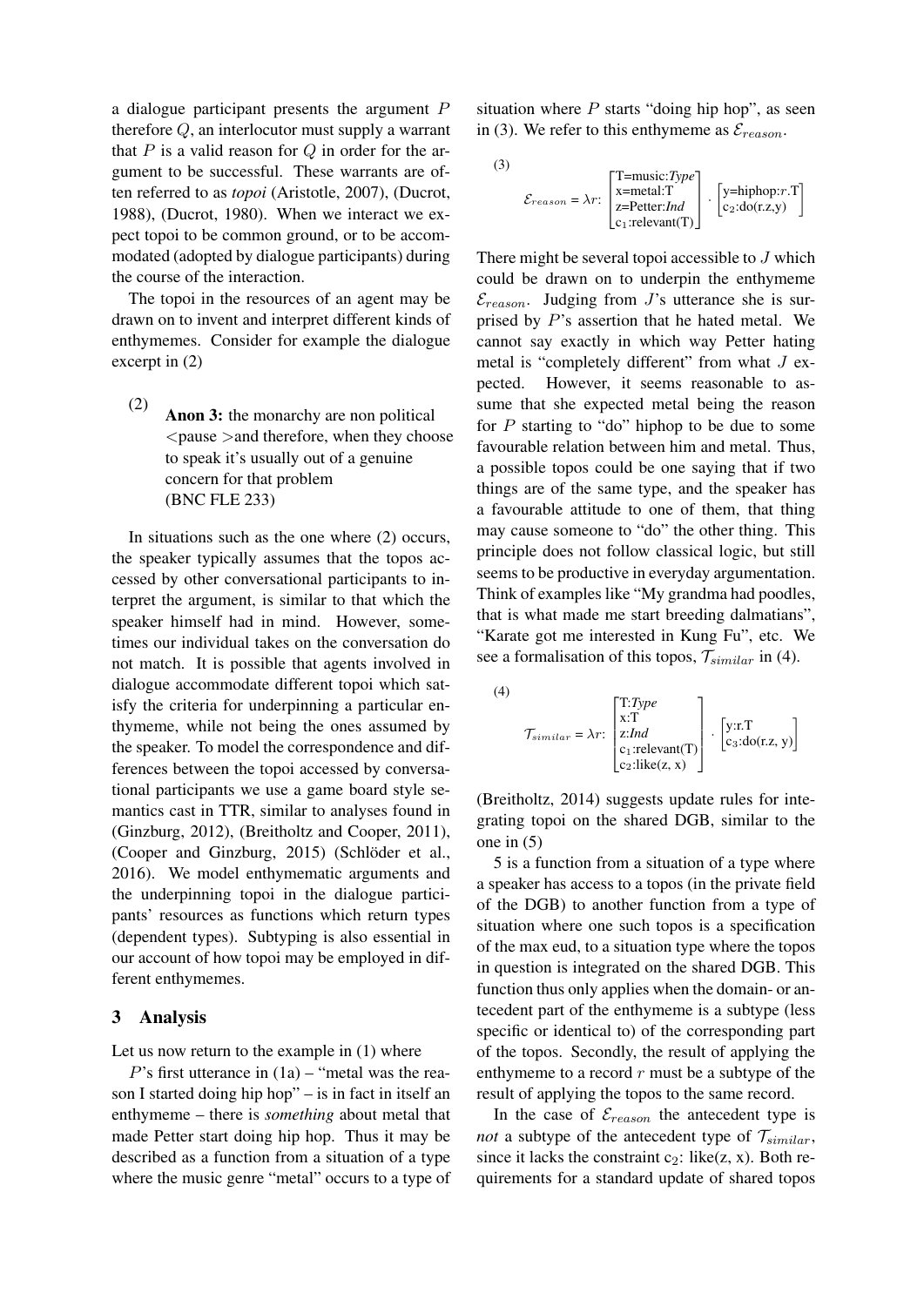a dialogue participant presents the argument $P$ therefore $Q$, an interlocutor must supply a warrant that $P$ is a valid reason for $Q$ in order for the argument to be successful. These warrants are often referred to as *topoi* (Aristotle, 2007), (Ducrot, 1988), (Ducrot, 1980). When we interact we expect topoi to be common ground, or to be accommodated (adopted by dialogue participants) during the course of the interaction.

The topoi in the resources of an agent may be drawn on to invent and interpret different kinds of enthymemes. Consider for example the dialogue excerpt in (2)

(2) **Anon 3:** the monarchy are non political <pause >and therefore, when they choose to speak it's usually out of a genuine concern for that problem
(BNC FLE 233)

In situations such as the one where (2) occurs, the speaker typically assumes that the topos accessed by other conversational participants to interpret the argument, is similar to that which the speaker himself had in mind. However, sometimes our individual takes on the conversation do not match. It is possible that agents involved in dialogue accommodate different topoi which satisfy the criteria for underpinning a particular enthymeme, while not being the ones assumed by the speaker. To model the correspondence and differences between the topoi accessed by conversational participants we use a game board style semantics cast in TTR, similar to analyses found in (Ginzburg, 2012), (Breitholtz and Cooper, 2011), (Cooper and Ginzburg, 2015) (Schlöder et al., 2016). We model enthymematic arguments and the underpinning topoi in the dialogue participants' resources as functions which return types (dependent types). Subtyping is also essential in our account of how topoi may be employed in different enthymemes.

## 3 Analysis

Let us now return to the example in (1) where

$P$'s first utterance in (1a) – "metal was the reason I started doing hip hop" – is in fact in itself an enthymeme – there is *something* about metal that made Petter start doing hip hop. Thus it may be described as a function from a situation of a type where the music genre "metal" occurs to a type of situation where $P$ starts "doing hip hop", as seen in (3). We refer to this enthymeme as $\mathcal{E}_{reason}$.

(3)
$$\mathcal{E}_{reason} = \lambda r\text{:} \begin{bmatrix} \text{T=music:}\mathit{Type} \\ \text{x=metal:T} \\ \text{z=Petter:}\mathit{Ind} \\ \text{c}_1\text{:relevant(T)} \end{bmatrix} \cdot \begin{bmatrix} \text{y=hiphop:}r\text{.T} \\ \text{c}_2\text{:do(r.z,y)} \end{bmatrix}$$

There might be several topoi accessible to $J$ which could be drawn on to underpin the enthymeme $\mathcal{E}_{reason}$. Judging from $J$'s utterance she is surprised by $P$'s assertion that he hated metal. We cannot say exactly in which way Petter hating metal is "completely different" from what $J$ expected. However, it seems reasonable to assume that she expected metal being the reason for $P$ starting to "do" hiphop to be due to some favourable relation between him and metal. Thus, a possible topos could be one saying that if two things are of the same type, and the speaker has a favourable attitude to one of them, that thing may cause someone to "do" the other thing. This principle does not follow classical logic, but still seems to be productive in everyday argumentation. Think of examples like "My grandma had poodles, that is what made me start breeding dalmatians", "Karate got me interested in Kung Fu", etc. We see a formalisation of this topos, $\mathcal{T}_{similar}$ in (4).

(4)
$$\mathcal{T}_{similar} = \lambda r\text{:} \begin{bmatrix} \text{T:}\mathit{Type} \\ \text{x:T} \\ \text{z:}\mathit{Ind} \\ \text{c}_1\text{:relevant(T)} \\ \text{c}_2\text{:like(z, x)} \end{bmatrix} \cdot \begin{bmatrix} \text{y:r.T} \\ \text{c}_3\text{:do(r.z, y)} \end{bmatrix}$$

(Breitholtz, 2014) suggests update rules for integrating topoi on the shared DGB, similar to the one in (5)

5 is a function from a situation of a type where a speaker has access to a topos (in the private field of the DGB) to another function from a type of situation where one such topos is a specification of the max eud, to a situation type where the topos in question is integrated on the shared DGB. This function thus only applies when the domain- or antecedent part of the enthymeme is a subtype (less specific or identical to) of the corresponding part of the topos. Secondly, the result of applying the enthymeme to a record $r$ must be a subtype of the result of applying the topos to the same record.

In the case of $\mathcal{E}_{reason}$ the antecedent type is *not* a subtype of the antecedent type of $\mathcal{T}_{similar}$, since it lacks the constraint $c_2$: like(z, x). Both requirements for a standard update of shared topos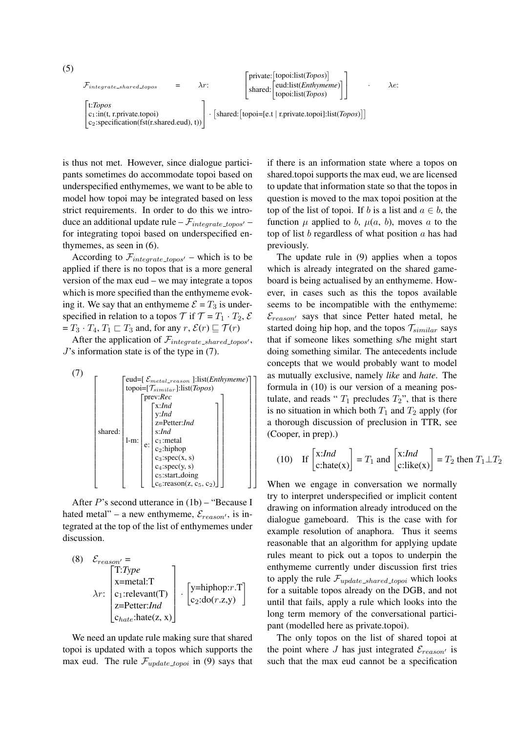(5)

$$\mathcal{F}_{integrate\_shared\_topos} = \lambda r: \begin{bmatrix} \text{private:} \begin{bmatrix} \text{topoi:list}(\textit{Topos}) \end{bmatrix} \\ \text{shared:} \begin{bmatrix} \text{eud:list}(\textit{Enthymeme}) \\ \text{topoi:list}(\textit{Topos}) \end{bmatrix} \end{bmatrix} \cdot \lambda e: \begin{bmatrix} \text{t:}\textit{Topos} \\ \text{c}_1\text{:in(t, r.private.topoi)} \\ \text{c}_2\text{:specification(fst(r.shared.eud), t))} \end{bmatrix} \cdot \begin{bmatrix} \text{shared:} \begin{bmatrix} \text{topoi=[e.t | r.private.topoi]:list}(\textit{Topos}) \end{bmatrix} \end{bmatrix}$$

is thus not met. However, since dialogue participants sometimes do accommodate topoi based on underspecified enthymemes, we want to be able to model how topoi may be integrated based on less strict requirements. In order to do this we introduce an additional update rule – $\mathcal{F}_{integrate\_topos'}$ – for integrating topoi based on underspecified enthymemes, as seen in (6).

According to $\mathcal{F}_{integrate\_topos'}$ – which is to be applied if there is no topos that is a more general version of the max eud – we may integrate a topos which is more specified than the enthymeme evoking it. We say that an enthymeme $\mathcal{E} = T_3$ is underspecified in relation to a topos $\mathcal{T}$ if $\mathcal{T} = T_1 \cdot T_2$, $\mathcal{E} = T_3 \cdot T_4$, $T_1 \sqsubset T_3$ and, for any $r$, $\mathcal{E}(r) \sqsubseteq \mathcal{T}(r)$

After the application of $\mathcal{F}_{integrate\_shared\_topos'}$, $J$'s information state is of the type in (7).

(7)

$$\begin{bmatrix} \text{shared:} \begin{bmatrix} \text{eud=[}\ \mathcal{E}_{metal\_reason}\ \text{]:list}(\textit{Enthymeme}) \\ \text{topoi=[}\mathcal{T}_{similar}\text{]:list}(\textit{Topos}) \\ \text{l-m:} \begin{bmatrix} \text{prev:}\textit{Rec} \\ \text{e:} \begin{bmatrix} \text{x:}\textit{Ind} \\ \text{y:}\textit{Ind} \\ \text{z=Petter:}\textit{Ind} \\ \text{s:}\textit{Ind} \\ \text{c}_1\text{:metal} \\ \text{c}_2\text{:hiphop} \\ \text{c}_3\text{:spec(x, s)} \\ \text{c}_4\text{:spec(y, s)} \\ \text{c}_5\text{:start\_doing} \\ \text{c}_6\text{:reason(z, c}_5\text{, c}_2\text{)} \end{bmatrix} \end{bmatrix} \end{bmatrix} \end{bmatrix}$$

After $P$'s second utterance in (1b) – "Because I hated metal" – a new enthymeme, $\mathcal{E}_{reason'}$, is integrated at the top of the list of enthymemes under discussion.

(8) $\mathcal{E}_{reason'}$ =

$$\lambda r: \begin{bmatrix} \text{T:}\textit{Type} \\ \text{x=metal:T} \\ \text{c}_1\text{:relevant(T)} \\ \text{z=Petter:}\textit{Ind} \\ \text{c}_{hate}\text{:hate(z, x)} \end{bmatrix} \cdot \begin{bmatrix} \text{y=hiphop:}r\text{.T} \\ \text{c}_2\text{:do(}r\text{.z,y)} \end{bmatrix}$$

We need an update rule making sure that shared topoi is updated with a topos which supports the max eud. The rule $\mathcal{F}_{update\_topoi}$ in (9) says that if there is an information state where a topos on shared.topoi supports the max eud, we are licensed to update that information state so that the topos in question is moved to the max topoi position at the top of the list of topoi. If $b$ is a list and $a \in b$, the function $\mu$ applied to $b$, $\mu(a, b)$, moves $a$ to the top of list $b$ regardless of what position $a$ has had previously.

The update rule in (9) applies when a topos which is already integrated on the shared gameboard is being actualised by an enthymeme. However, in cases such as this the topos available seems to be incompatible with the enthymeme: $\mathcal{E}_{reason'}$ says that since Petter hated metal, he started doing hip hop, and the topos $\mathcal{T}_{similar}$ says that if someone likes something s/he might start doing something similar. The antecedents include concepts that we would probably want to model as mutually exclusive, namely *like* and *hate*. The formula in (10) is our version of a meaning postulate, and reads "$T_1$ precludes $T_2$", that is there is no situation in which both $T_1$ and $T_2$ apply (for a thorough discussion of preclusion in TTR, see (Cooper, in prep).)

(10) If $\begin{bmatrix} \text{x:}\textit{Ind} \\ \text{c:hate(x)} \end{bmatrix} = T_1$ and $\begin{bmatrix} \text{x:}\textit{Ind} \\ \text{c:like(x)} \end{bmatrix} = T_2$ then $T_1 \perp T_2$

When we engage in conversation we normally try to interpret underspecified or implicit content drawing on information already introduced on the dialogue gameboard. This is the case with for example resolution of anaphora. Thus it seems reasonable that an algorithm for applying update rules meant to pick out a topos to underpin the enthymeme currently under discussion first tries to apply the rule $\mathcal{F}_{update\_shared\_topoi}$ which looks for a suitable topos already on the DGB, and not until that fails, apply a rule which looks into the long term memory of the conversational participant (modelled here as private.topoi).

The only topos on the list of shared topoi at the point where $J$ has just integrated $\mathcal{E}_{reason'}$ is such that the max eud cannot be a specification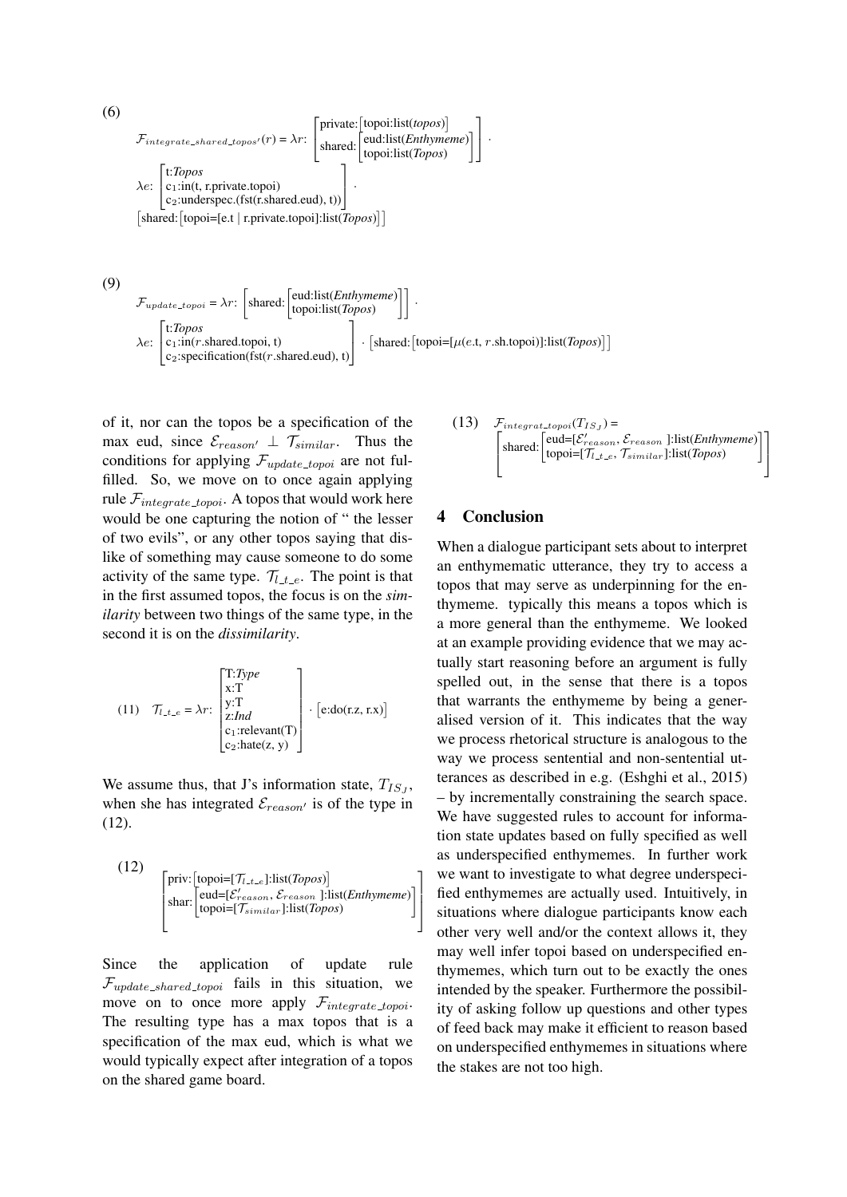(6)

$$\mathcal{F}_{integrate\_shared\_topos'}(r) = \lambda r\!: \begin{bmatrix} \text{private:}\begin{bmatrix}\text{topoi:list}(\textit{topos})\end{bmatrix} \\ \text{shared:}\begin{bmatrix}\text{eud:list}(\textit{Enthymeme}) \\ \text{topoi:list}(\textit{Topos})\end{bmatrix}\end{bmatrix} .$$

$$\lambda e\!: \begin{bmatrix}\text{t:}\textit{Topos} \\ \text{c}_1\text{:in(t, r.private.topoi)} \\ \text{c}_2\text{:underspec.(fst(r.shared.eud), t))}\end{bmatrix} .$$

$$\begin{bmatrix}\text{shared:}\begin{bmatrix}\text{topoi=[e.t | r.private.topoi]:list}(\textit{Topos})\end{bmatrix}\end{bmatrix}$$

(9)

$$\mathcal{F}_{update\_topoi} = \lambda r\!: \begin{bmatrix}\text{shared:}\begin{bmatrix}\text{eud:list}(\textit{Enthymeme}) \\ \text{topoi:list}(\textit{Topos})\end{bmatrix}\end{bmatrix} .$$

$$\lambda e\!: \begin{bmatrix}\text{t:}\textit{Topos} \\ \text{c}_1\text{:in}(r\text{.shared.topoi, t}) \\ \text{c}_2\text{:specification(fst}(r\text{.shared.eud), t)}\end{bmatrix} \cdot \begin{bmatrix}\text{shared:}\begin{bmatrix}\text{topoi=}[\mu(e\text{.t}, r\text{.sh.topoi})]\text{:list}(\textit{Topos})\end{bmatrix}\end{bmatrix}$$

of it, nor can the topos be a specification of the max eud, since $\mathcal{E}_{reason'} \perp \mathcal{T}_{similar}$. Thus the conditions for applying $\mathcal{F}_{update\_topoi}$ are not fulfilled. So, we move on to once again applying rule $\mathcal{F}_{integrate\_topoi}$. A topos that would work here would be one capturing the notion of " the lesser of two evils", or any other topos saying that dislike of something may cause someone to do some activity of the same type. $\mathcal{T}_{l\_t\_e}$. The point is that in the first assumed topos, the focus is on the *similarity* between two things of the same type, in the second it is on the *dissimilarity*.

$$\text{(11)}\quad \mathcal{T}_{l\_t\_e} = \lambda r\!: \begin{bmatrix}\text{T:}\textit{Type} \\ \text{x:T} \\ \text{y:T} \\ \text{z:}\textit{Ind} \\ \text{c}_1\text{:relevant(T)} \\ \text{c}_2\text{:hate(z, y)}\end{bmatrix} \cdot \begin{bmatrix}\text{e:do(r.z, r.x)}\end{bmatrix}$$

We assume thus, that J's information state, $T_{IS_J}$, when she has integrated $\mathcal{E}_{reason'}$ is of the type in (12).

$$\text{(12)}\quad \begin{bmatrix}\text{priv:}\begin{bmatrix}\text{topoi=}[\mathcal{T}_{l\_t\_e}]\text{:list}(\textit{Topos})\end{bmatrix} \\ \text{shar:}\begin{bmatrix}\text{eud=}[\mathcal{E}'_{reason}, \mathcal{E}_{reason}]\text{:list}(\textit{Enthymeme}) \\ \text{topoi=}[\mathcal{T}_{similar}]\text{:list}(\textit{Topos})\end{bmatrix}\end{bmatrix}$$

Since the application of update rule $\mathcal{F}_{update\_shared\_topoi}$ fails in this situation, we move on to once more apply $\mathcal{F}_{integrate\_topoi}$. The resulting type has a max topos that is a specification of the max eud, which is what we would typically expect after integration of a topos on the shared game board.

$$\text{(13)}\quad \mathcal{F}_{integrat\_topoi}(T_{IS_J}) = \begin{bmatrix}\text{shared:}\begin{bmatrix}\text{eud=}[\mathcal{E}'_{reason}, \mathcal{E}_{reason}]\text{:list}(\textit{Enthymeme}) \\ \text{topoi=}[\mathcal{T}_{l\_t\_e}, \mathcal{T}_{similar}]\text{:list}(\textit{Topos})\end{bmatrix}\end{bmatrix}$$

## 4 Conclusion

When a dialogue participant sets about to interpret an enthymematic utterance, they try to access a topos that may serve as underpinning for the enthymeme. typically this means a topos which is a more general than the enthymeme. We looked at an example providing evidence that we may actually start reasoning before an argument is fully spelled out, in the sense that there is a topos that warrants the enthymeme by being a generalised version of it. This indicates that the way we process rhetorical structure is analogous to the way we process sentential and non-sentential utterances as described in e.g. (Eshghi et al., 2015) – by incrementally constraining the search space. We have suggested rules to account for information state updates based on fully specified as well as underspecified enthymemes. In further work we want to investigate to what degree underspecified enthymemes are actually used. Intuitively, in situations where dialogue participants know each other very well and/or the context allows it, they may well infer topoi based on underspecified enthymemes, which turn out to be exactly the ones intended by the speaker. Furthermore the possibility of asking follow up questions and other types of feed back may make it efficient to reason based on underspecified enthymemes in situations where the stakes are not too high.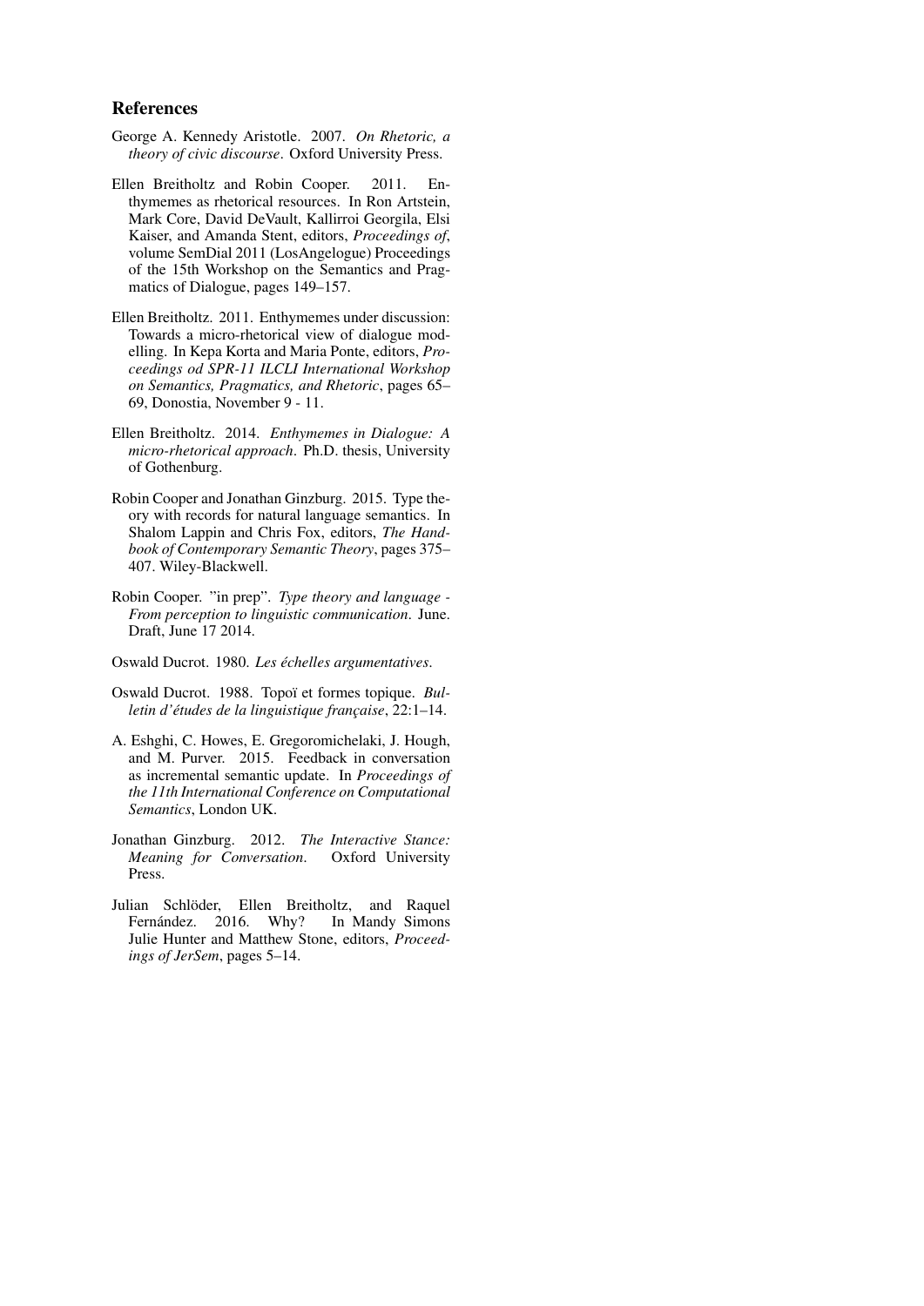## References

George A. Kennedy Aristotle. 2007. *On Rhetoric, a theory of civic discourse*. Oxford University Press.

Ellen Breitholtz and Robin Cooper. 2011. Enthymemes as rhetorical resources. In Ron Artstein, Mark Core, David DeVault, Kallirroi Georgila, Elsi Kaiser, and Amanda Stent, editors, *Proceedings of*, volume SemDial 2011 (LosAngelogue) Proceedings of the 15th Workshop on the Semantics and Pragmatics of Dialogue, pages 149–157.

Ellen Breitholtz. 2011. Enthymemes under discussion: Towards a micro-rhetorical view of dialogue modelling. In Kepa Korta and Maria Ponte, editors, *Proceedings od SPR-11 ILCLI International Workshop on Semantics, Pragmatics, and Rhetoric*, pages 65–69, Donostia, November 9 - 11.

Ellen Breitholtz. 2014. *Enthymemes in Dialogue: A micro-rhetorical approach*. Ph.D. thesis, University of Gothenburg.

Robin Cooper and Jonathan Ginzburg. 2015. Type theory with records for natural language semantics. In Shalom Lappin and Chris Fox, editors, *The Handbook of Contemporary Semantic Theory*, pages 375–407. Wiley-Blackwell.

Robin Cooper. "in prep". *Type theory and language - From perception to linguistic communication*. June. Draft, June 17 2014.

Oswald Ducrot. 1980. *Les échelles argumentatives*.

Oswald Ducrot. 1988. Topoï et formes topique. *Bulletin d'études de la linguistique française*, 22:1–14.

A. Eshghi, C. Howes, E. Gregoromichelaki, J. Hough, and M. Purver. 2015. Feedback in conversation as incremental semantic update. In *Proceedings of the 11th International Conference on Computational Semantics*, London UK.

Jonathan Ginzburg. 2012. *The Interactive Stance: Meaning for Conversation*. Oxford University Press.

Julian Schlöder, Ellen Breitholtz, and Raquel Fernández. 2016. Why? In Mandy Simons Julie Hunter and Matthew Stone, editors, *Proceedings of JerSem*, pages 5–14.